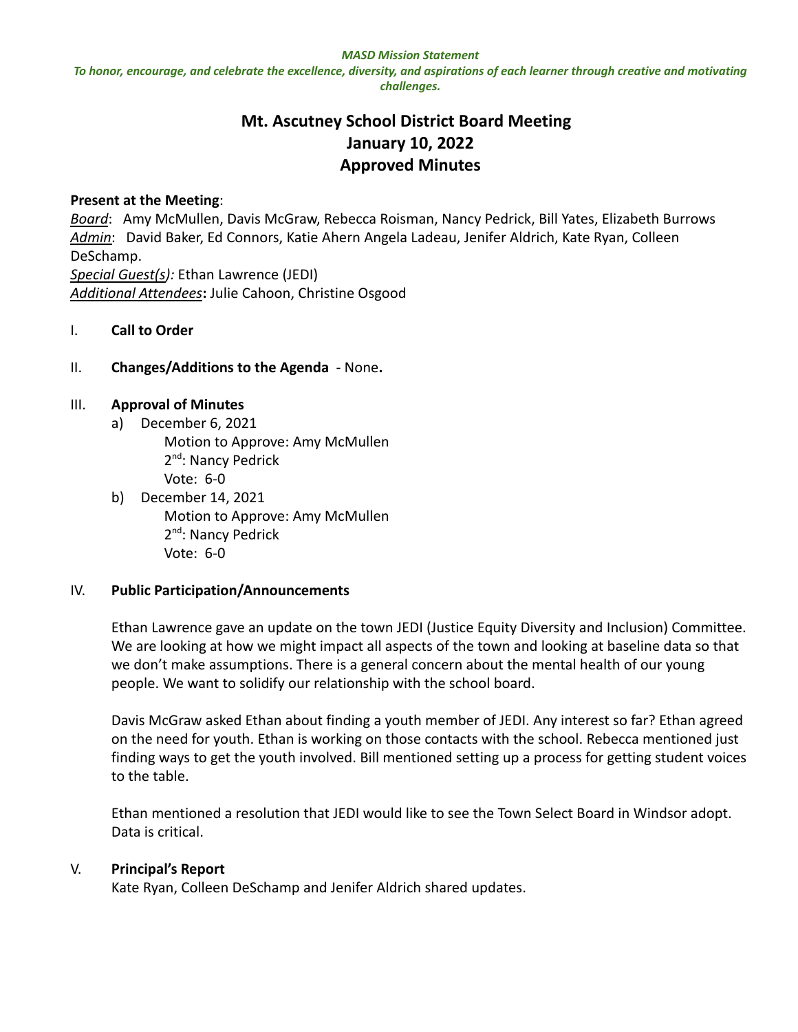*MASD Mission Statement*

*To honor, encourage, and celebrate the excellence, diversity, and aspirations of each learner through creative and motivating challenges.*

# Mt. Ascutney School District Board Meeting
# January 10, 2022
# Approved Minutes

**Present at the Meeting**:

*Board*: Amy McMullen, Davis McGraw, Rebecca Roisman, Nancy Pedrick, Bill Yates, Elizabeth Burrows
*Admin*: David Baker, Ed Connors, Katie Ahern Angela Ladeau, Jenifer Aldrich, Kate Ryan, Colleen DeSchamp.
*Special Guest(s):* Ethan Lawrence (JEDI)
*Additional Attendees***:** Julie Cahoon, Christine Osgood

I. **Call to Order**

II. **Changes/Additions to the Agenda** - None**.**

III. **Approval of Minutes**

a) December 6, 2021
Motion to Approve: Amy McMullen
2nd: Nancy Pedrick
Vote: 6-0

b) December 14, 2021
Motion to Approve: Amy McMullen
2nd: Nancy Pedrick
Vote: 6-0

IV. **Public Participation/Announcements**

Ethan Lawrence gave an update on the town JEDI (Justice Equity Diversity and Inclusion) Committee. We are looking at how we might impact all aspects of the town and looking at baseline data so that we don't make assumptions. There is a general concern about the mental health of our young people. We want to solidify our relationship with the school board.

Davis McGraw asked Ethan about finding a youth member of JEDI. Any interest so far? Ethan agreed on the need for youth. Ethan is working on those contacts with the school. Rebecca mentioned just finding ways to get the youth involved. Bill mentioned setting up a process for getting student voices to the table.

Ethan mentioned a resolution that JEDI would like to see the Town Select Board in Windsor adopt. Data is critical.

V. **Principal's Report**

Kate Ryan, Colleen DeSchamp and Jenifer Aldrich shared updates.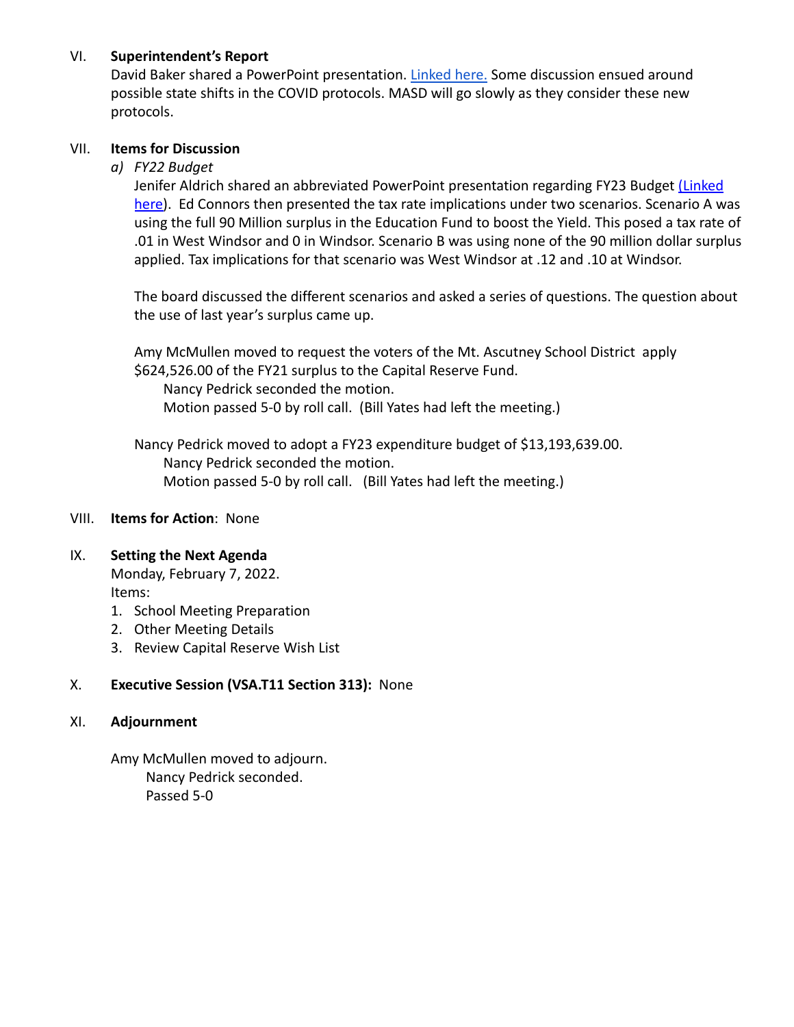VI. **Superintendent's Report**
David Baker shared a PowerPoint presentation. Linked here. Some discussion ensued around possible state shifts in the COVID protocols. MASD will go slowly as they consider these new protocols.

VII. **Items for Discussion**

a) *FY22 Budget*

Jenifer Aldrich shared an abbreviated PowerPoint presentation regarding FY23 Budget (Linked here). Ed Connors then presented the tax rate implications under two scenarios. Scenario A was using the full 90 Million surplus in the Education Fund to boost the Yield. This posed a tax rate of .01 in West Windsor and 0 in Windsor. Scenario B was using none of the 90 million dollar surplus applied. Tax implications for that scenario was West Windsor at .12 and .10 at Windsor.

The board discussed the different scenarios and asked a series of questions. The question about the use of last year's surplus came up.

Amy McMullen moved to request the voters of the Mt. Ascutney School District apply $624,526.00 of the FY21 surplus to the Capital Reserve Fund.
Nancy Pedrick seconded the motion.
Motion passed 5-0 by roll call. (Bill Yates had left the meeting.)

Nancy Pedrick moved to adopt a FY23 expenditure budget of $13,193,639.00.
Nancy Pedrick seconded the motion.
Motion passed 5-0 by roll call. (Bill Yates had left the meeting.)

VIII. **Items for Action**: None

IX. **Setting the Next Agenda**
Monday, February 7, 2022.
Items:

1. School Meeting Preparation
2. Other Meeting Details
3. Review Capital Reserve Wish List

X. **Executive Session (VSA.T11 Section 313):** None

XI. **Adjournment**

Amy McMullen moved to adjourn.
Nancy Pedrick seconded.
Passed 5-0